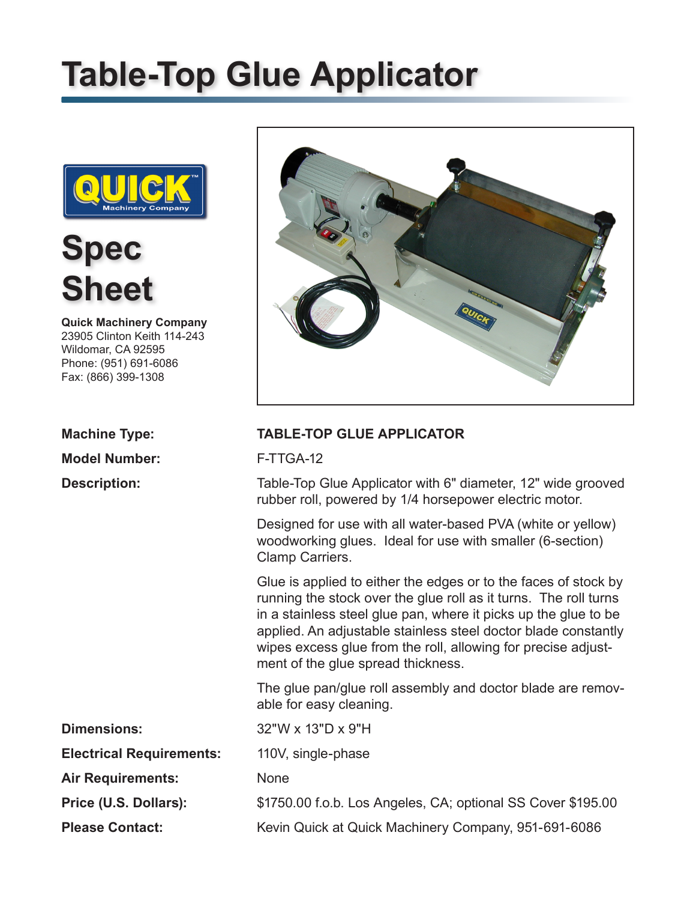# Table-Top Glue Applicator

## Spec Sheet

**Quick Machinery Company**
23905 Clinton Keith 114-243
Wildomar, CA 92595
Phone: (951) 691-6086
Fax: (866) 399-1308

**Machine Type:** TABLE-TOP GLUE APPLICATOR

**Model Number:** F-TTGA-12

**Description:**

Table-Top Glue Applicator with 6" diameter, 12" wide grooved rubber roll, powered by 1/4 horsepower electric motor.

Designed for use with all water-based PVA (white or yellow) woodworking glues. Ideal for use with smaller (6-section) Clamp Carriers.

Glue is applied to either the edges or to the faces of stock by running the stock over the glue roll as it turns. The roll turns in a stainless steel glue pan, where it picks up the glue to be applied. An adjustable stainless steel doctor blade constantly wipes excess glue from the roll, allowing for precise adjustment of the glue spread thickness.

The glue pan/glue roll assembly and doctor blade are removable for easy cleaning.

**Dimensions:** 32"W x 13"D x 9"H

**Electrical Requirements:** 110V, single-phase

**Air Requirements:** None

**Price (U.S. Dollars):** $1750.00 f.o.b. Los Angeles, CA; optional SS Cover $195.00

**Please Contact:** Kevin Quick at Quick Machinery Company, 951-691-6086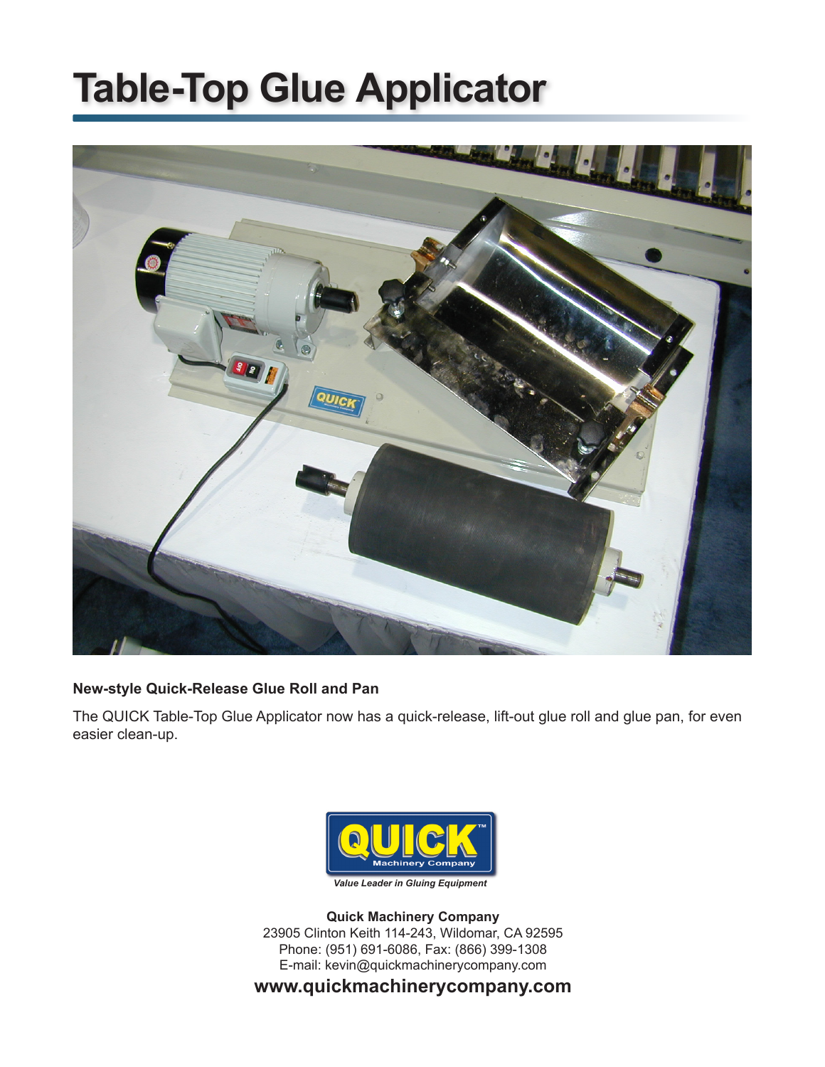# Table-Top Glue Applicator

**New-style Quick-Release Glue Roll and Pan**

The QUICK Table-Top Glue Applicator now has a quick-release, lift-out glue roll and glue pan, for even easier clean-up.

QUICK™ Machinery Company

*Value Leader in Gluing Equipment*

**Quick Machinery Company**
23905 Clinton Keith 114-243, Wildomar, CA 92595
Phone: (951) 691-6086, Fax: (866) 399-1308
E-mail: kevin@quickmachinerycompany.com

**www.quickmachinerycompany.com**